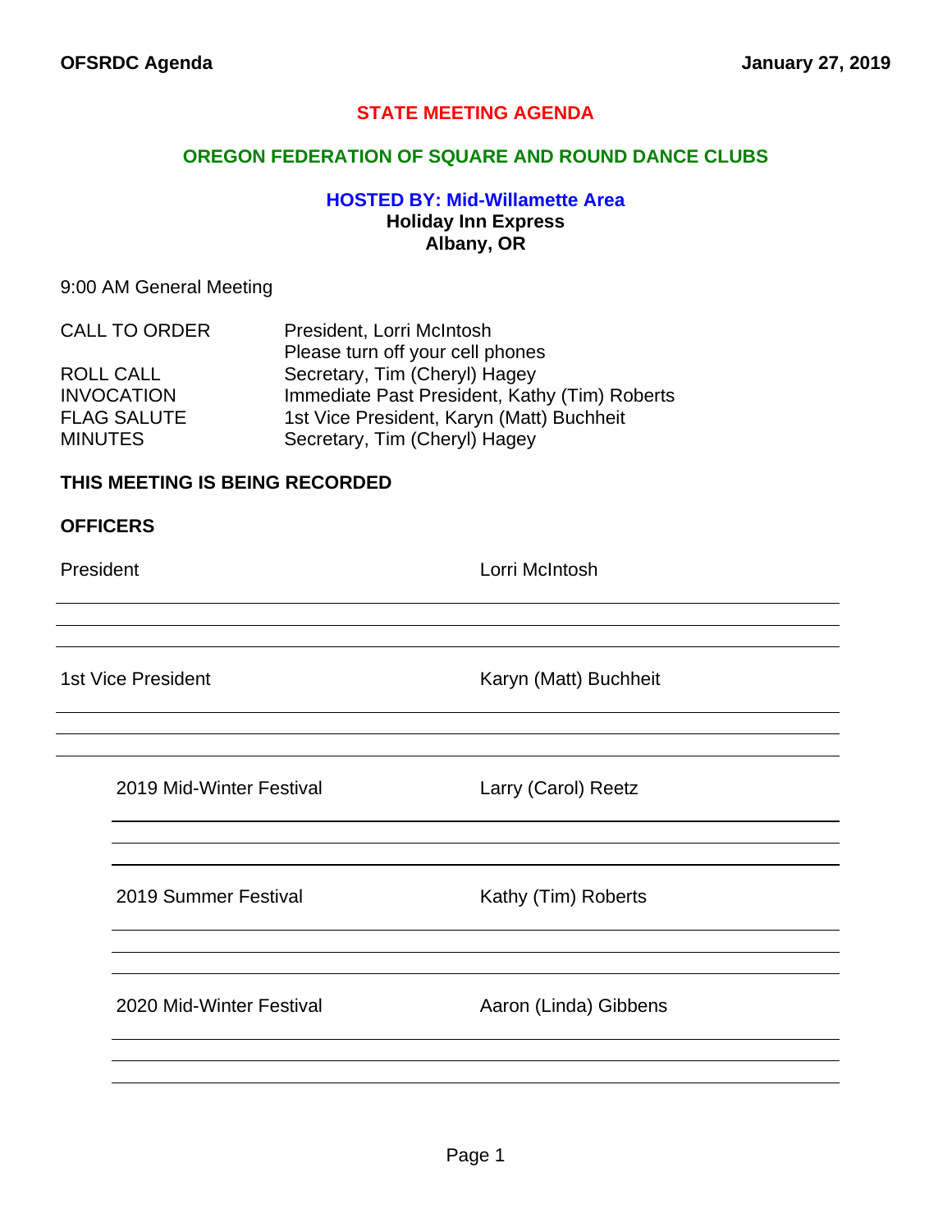**OFSRDC Agenda** **January 27, 2019**

# STATE MEETING AGENDA

## OREGON FEDERATION OF SQUARE AND ROUND DANCE CLUBS

### HOSTED BY: Mid-Willamette Area

**Holiday Inn Express**
**Albany, OR**

9:00 AM General Meeting

| | |
|---|---|
| CALL TO ORDER | President, Lorri McIntosh<br>Please turn off your cell phones |
| ROLL CALL | Secretary, Tim (Cheryl) Hagey |
| INVOCATION | Immediate Past President, Kathy (Tim) Roberts |
| FLAG SALUTE | 1st Vice President, Karyn (Matt) Buchheit |
| MINUTES | Secretary, Tim (Cheryl) Hagey |

**THIS MEETING IS BEING RECORDED**

**OFFICERS**

| | |
|---|---|
| President | Lorri McIntosh |
| 1st Vice President | Karyn (Matt) Buchheit |
| 2019 Mid-Winter Festival | Larry (Carol) Reetz |
| 2019 Summer Festival | Kathy (Tim) Roberts |
| 2020 Mid-Winter Festival | Aaron (Linda) Gibbens |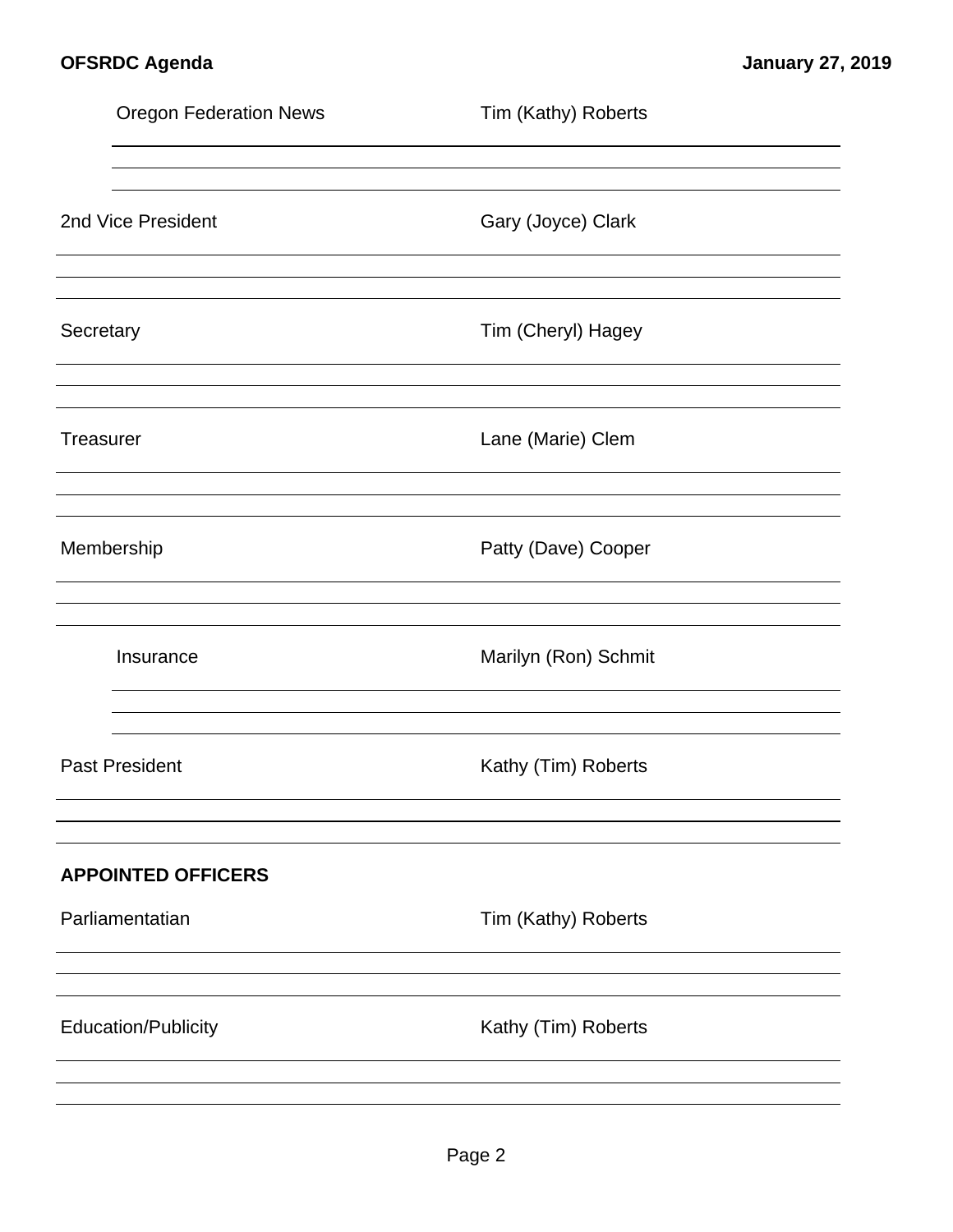Oregon Federation News — Tim (Kathy) Roberts

2nd Vice President — Gary (Joyce) Clark

Secretary — Tim (Cheryl) Hagey

Treasurer — Lane (Marie) Clem

Membership — Patty (Dave) Cooper

Insurance — Marilyn (Ron) Schmit

Past President — Kathy (Tim) Roberts

**APPOINTED OFFICERS**

Parliamentatian — Tim (Kathy) Roberts

Education/Publicity — Kathy (Tim) Roberts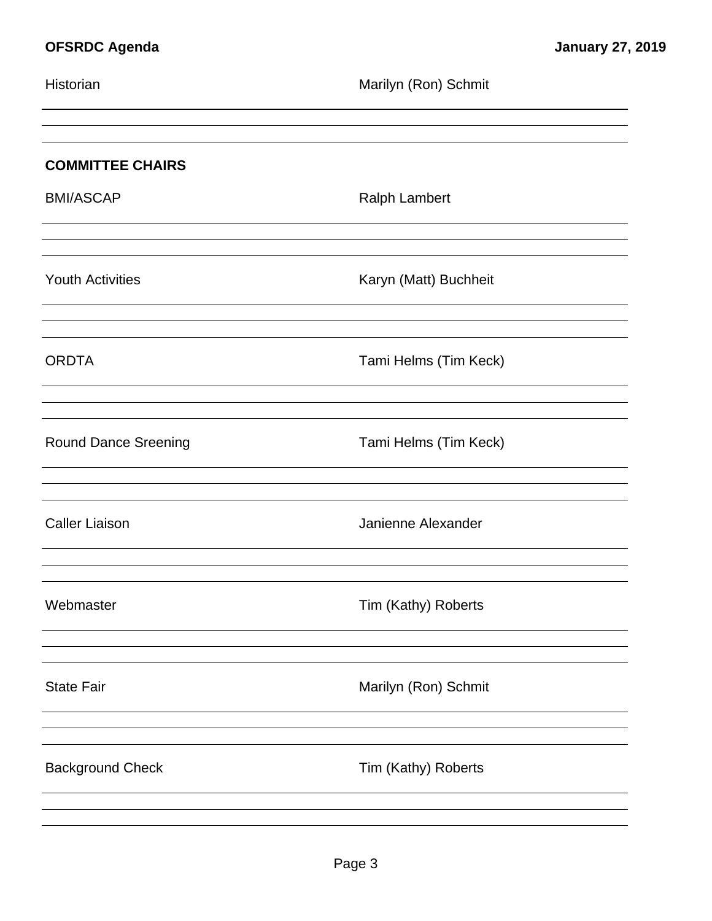Historian — Marilyn (Ron) Schmit

## COMMITTEE CHAIRS

BMI/ASCAP — Ralph Lambert

Youth Activities — Karyn (Matt) Buchheit

ORDTA — Tami Helms (Tim Keck)

Round Dance Sreening — Tami Helms (Tim Keck)

Caller Liaison — Janienne Alexander

Webmaster — Tim (Kathy) Roberts

State Fair — Marilyn (Ron) Schmit

Background Check — Tim (Kathy) Roberts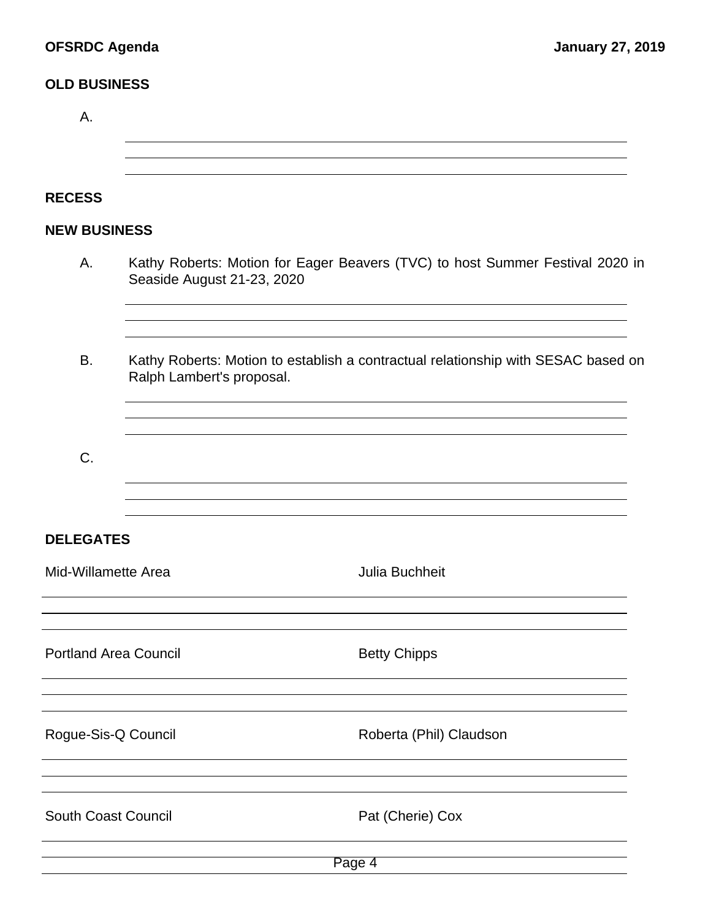## OLD BUSINESS

A.

## RECESS

## NEW BUSINESS

A. Kathy Roberts: Motion for Eager Beavers (TVC) to host Summer Festival 2020 in Seaside August 21-23, 2020

B. Kathy Roberts: Motion to establish a contractual relationship with SESAC based on Ralph Lambert's proposal.

C.

## DELEGATES

| | |
|---|---|
| Mid-Willamette Area | Julia Buchheit |
| Portland Area Council | Betty Chipps |
| Rogue-Sis-Q Council | Roberta (Phil) Claudson |
| South Coast Council | Pat (Cherie) Cox |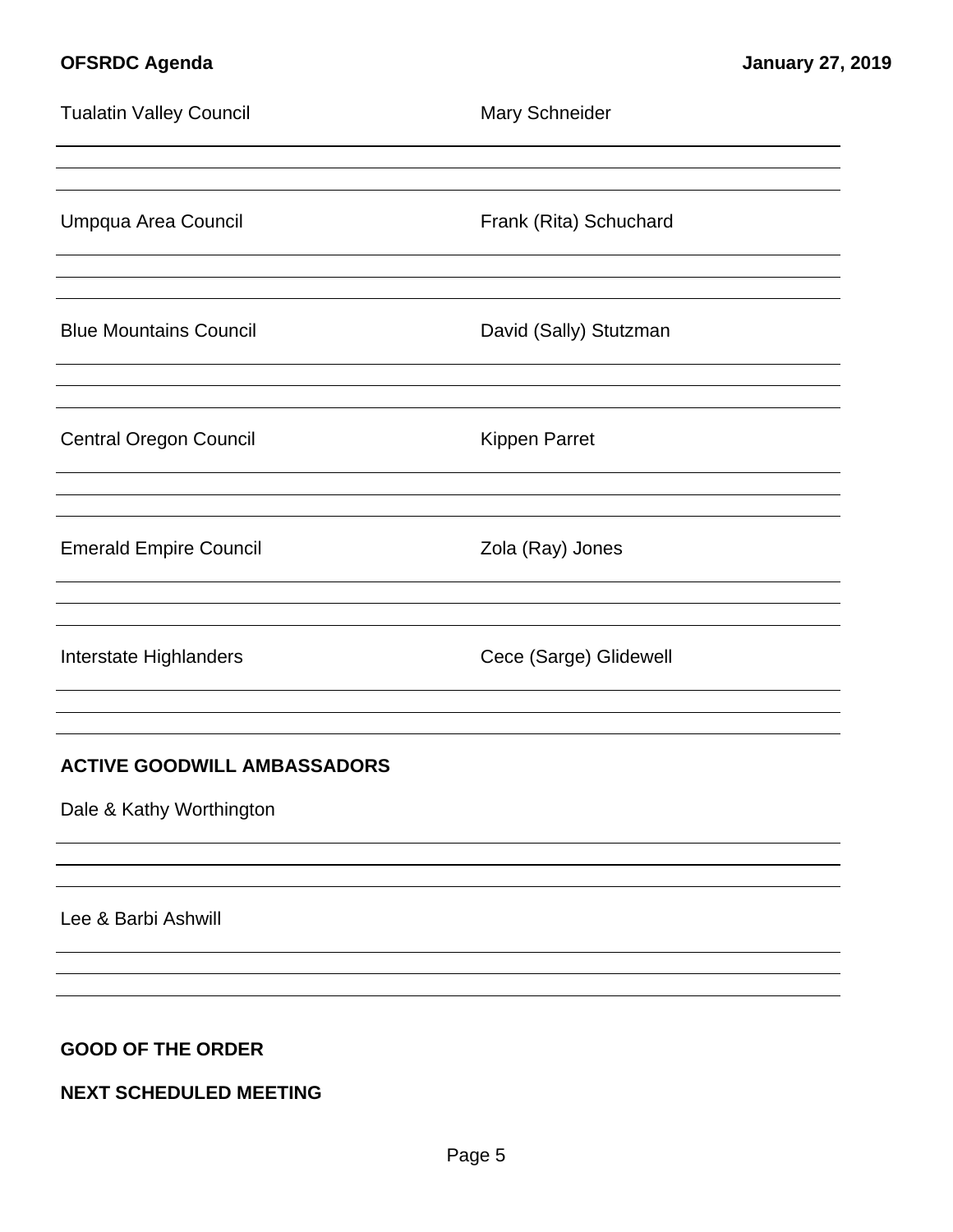| | |
|---|---|
| Tualatin Valley Council | Mary Schneider |
| Umpqua Area Council | Frank (Rita) Schuchard |
| Blue Mountains Council | David (Sally) Stutzman |
| Central Oregon Council | Kippen Parret |
| Emerald Empire Council | Zola (Ray) Jones |
| Interstate Highlanders | Cece (Sarge) Glidewell |

**ACTIVE GOODWILL AMBASSADORS**

Dale & Kathy Worthington

Lee & Barbi Ashwill

**GOOD OF THE ORDER**

**NEXT SCHEDULED MEETING**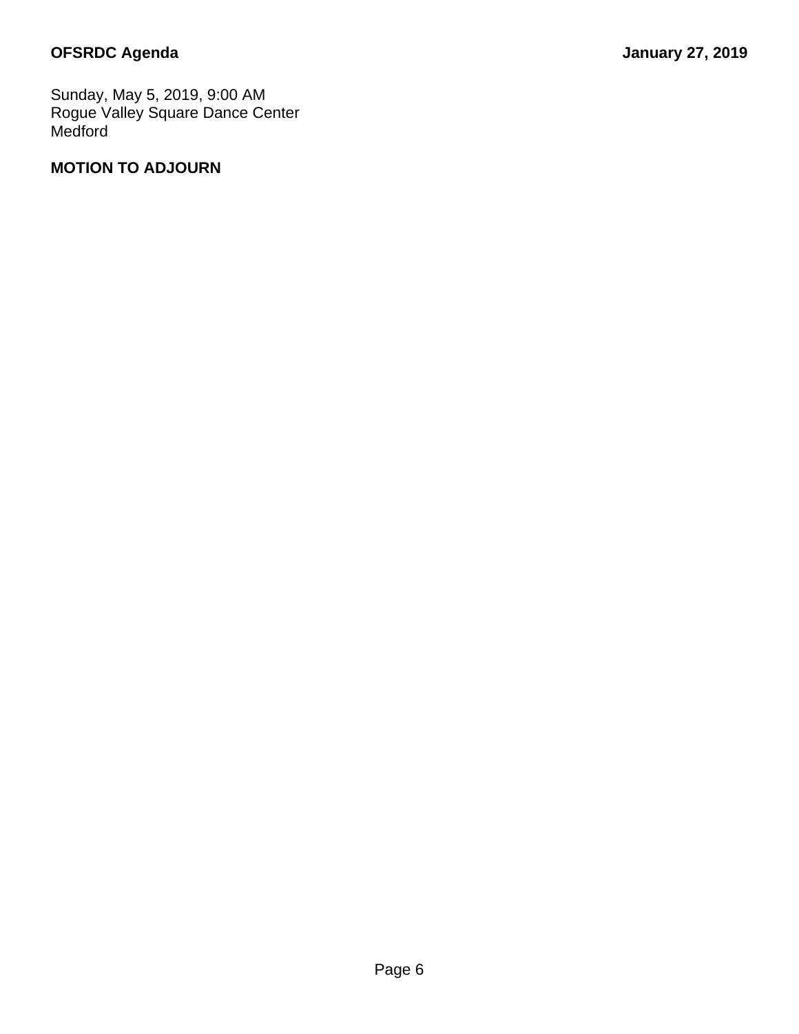Sunday, May 5, 2019, 9:00 AM
Rogue Valley Square Dance Center
Medford

**MOTION TO ADJOURN**